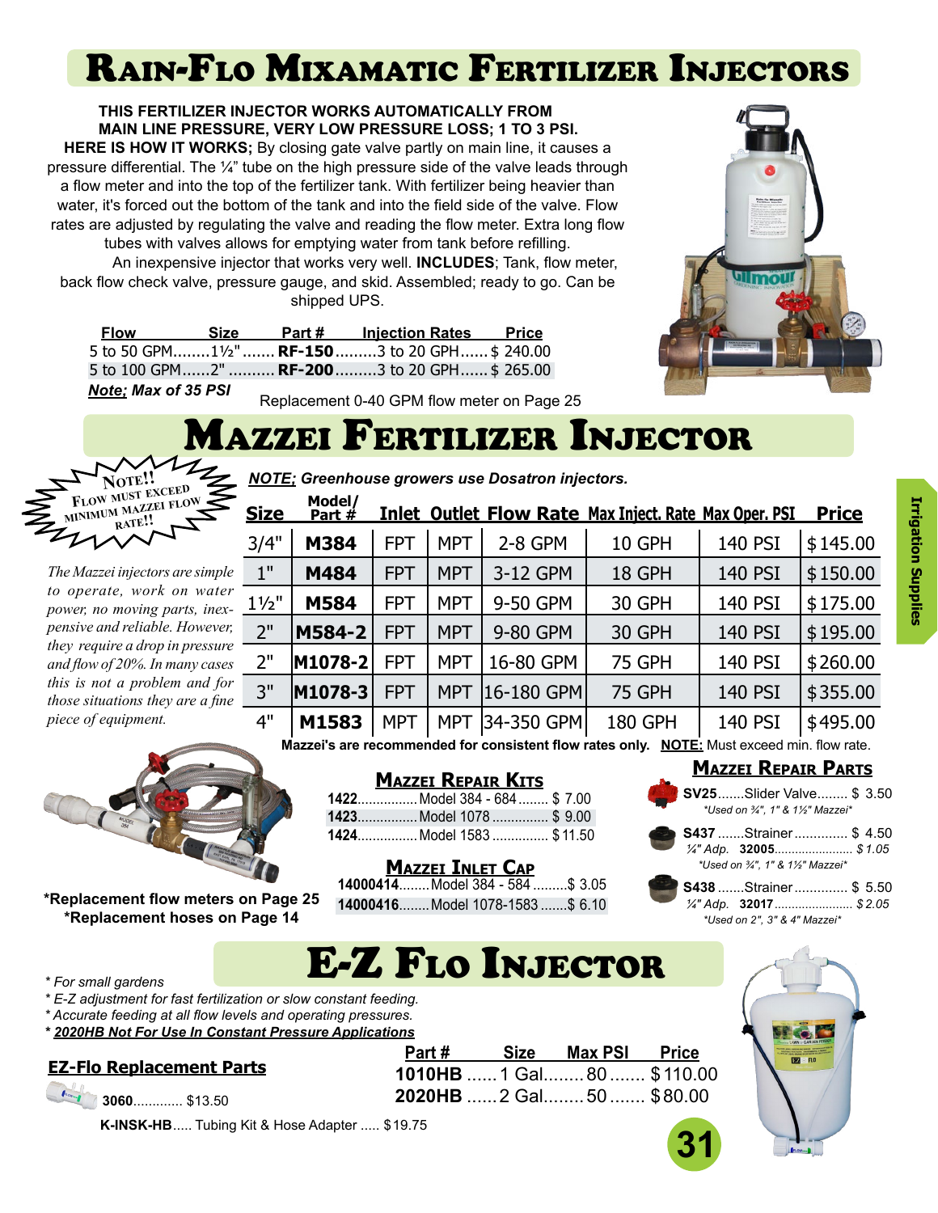# Rain-Flo Mixamatic Fertilizer Injectors

**THIS FERTILIZER INJECTOR WORKS AUTOMATICALLY FROM MAIN LINE PRESSURE, VERY LOW PRESSURE LOSS; 1 TO 3 PSI.**

**HERE IS HOW IT WORKS;** By closing gate valve partly on main line, it causes a pressure differential. The ¼" tube on the high pressure side of the valve leads through a flow meter and into the top of the fertilizer tank. With fertilizer being heavier than water, it's forced out the bottom of the tank and into the field side of the valve. Flow rates are adjusted by regulating the valve and reading the flow meter. Extra long flow tubes with valves allows for emptying water from tank before refilling.

An inexpensive injector that works very well. **INCLUDES**; Tank, flow meter, back flow check valve, pressure gauge, and skid. Assembled; ready to go. Can be shipped UPS.

| Flow | Size | Part # | Injection Rates | Price |
|---|---|---|---|---|
| 5 to 50 GPM | 1½" | **RF-150** | 3 to 20 GPH | $ 240.00 |
| 5 to 100 GPM | 2" | **RF-200** | 3 to 20 GPH | $ 265.00 |

***Note;*** *Max of 35 PSI*

Replacement 0-40 GPM flow meter on Page 25

# Mazzei Fertilizer Injector

**NOTE!! FLOW MUST EXCEED MINIMUM MAZZEI FLOW RATE!!**

***NOTE;*** ***Greenhouse growers use Dosatron injectors.***

*The Mazzei injectors are simple to operate, work on water power, no moving parts, inexpensive and reliable. However, they require a drop in pressure and flow of 20%. In many cases this is not a problem and for those situations they are a fine piece of equipment.*

| Size | Model/ Part # | Inlet | Outlet | Flow Rate | Max Inject. Rate | Max Oper. PSI | Price |
|---|---|---|---|---|---|---|---|
| 3/4" | **M384** | FPT | MPT | 2-8 GPM | 10 GPH | 140 PSI | $145.00 |
| 1" | **M484** | FPT | MPT | 3-12 GPM | 18 GPH | 140 PSI | $150.00 |
| 1½" | **M584** | FPT | MPT | 9-50 GPM | 30 GPH | 140 PSI | $175.00 |
| 2" | **M584-2** | FPT | MPT | 9-80 GPM | 30 GPH | 140 PSI | $195.00 |
| 2" | **M1078-2** | FPT | MPT | 16-80 GPM | 75 GPH | 140 PSI | $260.00 |
| 3" | **M1078-3** | FPT | MPT | 16-180 GPM | 75 GPH | 140 PSI | $355.00 |
| 4" | **M1583** | MPT | MPT | 34-350 GPM | 180 GPH | 140 PSI | $495.00 |

**Mazzei's are recommended for consistent flow rates only.** **NOTE:** Must exceed min. flow rate.

**\*Replacement flow meters on Page 25**
**\*Replacement hoses on Page 14**

## Mazzei Repair Kits

- **1422** ........ Model 384 - 684 ........ $ 7.00
- **1423** ........ Model 1078 ........ $ 9.00
- **1424** ........ Model 1583 ........ $ 11.50

## Mazzei Inlet Cap

- **14000414** ........ Model 384 - 584 ........ $ 3.05
- **14000416** ........ Model 1078-1583 ........ $ 6.10

## Mazzei Repair Parts

- **SV25** ....... Slider Valve ........ $ 3.50
  *\*Used on ¾", 1" & 1½" Mazzei\**
- **S437** ....... Strainer ........ $ 4.50
  *¼" Adp.* **32005** ........ *$ 1.05*
  *\*Used on ¾", 1" & 1½" Mazzei\**
- **S438** ....... Strainer ........ $ 5.50
  *¼" Adp.* **32017** ........ *$ 2.05*
  *\*Used on 2", 3" & 4" Mazzei\**

# E-Z Flo Injector

- *\* For small gardens*
- *\* E-Z adjustment for fast fertilization or slow constant feeding.*
- *\* Accurate feeding at all flow levels and operating pressures.*
- ***\* 2020HB Not For Use In Constant Pressure Applications***

| Part # | Size | Max PSI | Price |
|---|---|---|---|
| **1010HB** | 1 Gal. | 80 | $110.00 |
| **2020HB** | 2 Gal. | 50 | $80.00 |

## EZ-Flo Replacement Parts

- **3060** ............. $13.50
- **K-INSK-HB** ..... Tubing Kit & Hose Adapter ..... $19.75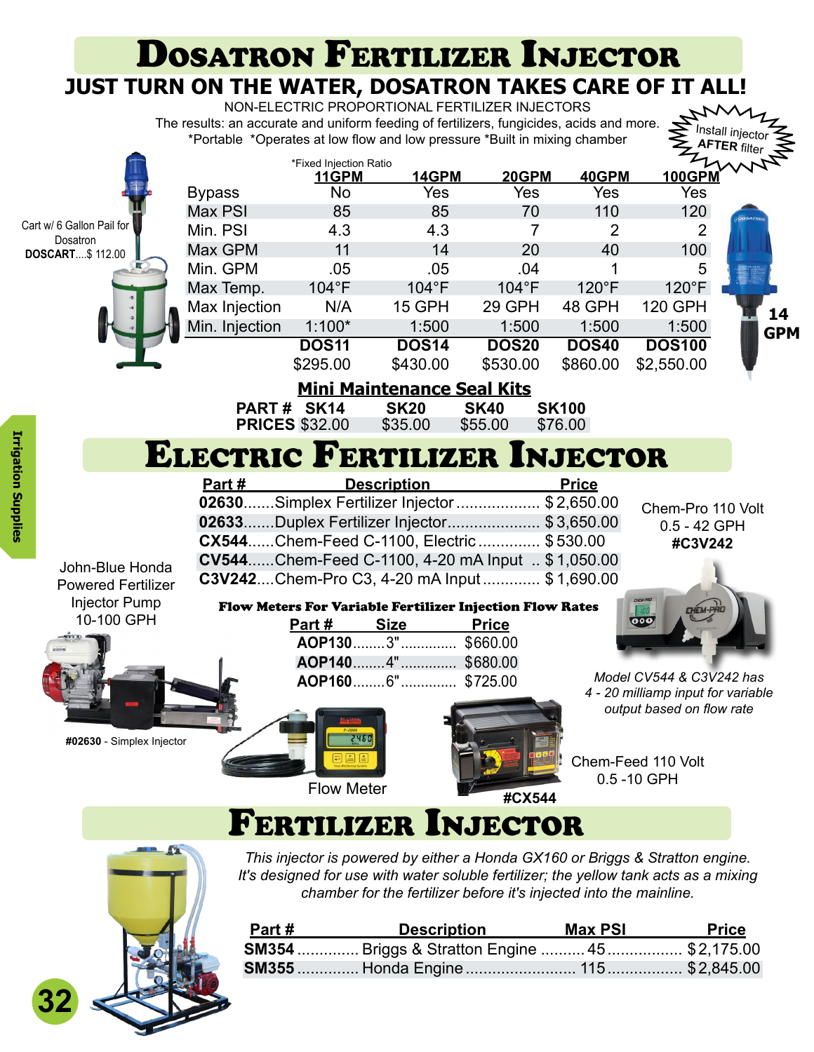# Dosatron Fertilizer Injector

## JUST TURN ON THE WATER, DOSATRON TAKES CARE OF IT ALL!

NON-ELECTRIC PROPORTIONAL FERTILIZER INJECTORS

The results: an accurate and uniform feeding of fertilizers, fungicides, acids and more.

*Portable *Operates at low flow and low pressure *Built in mixing chamber

Install injector AFTER filter

Cart w/ 6 Gallon Pail for Dosatron **DOSCART**....$ 112.00

*Fixed Injection Ratio

| | 11GPM | 14GPM | 20GPM | 40GPM | 100GPM |
|---|---|---|---|---|---|
| Bypass | No | Yes | Yes | Yes | Yes |
| Max PSI | 85 | 85 | 70 | 110 | 120 |
| Min. PSI | 4.3 | 4.3 | 7 | 2 | 2 |
| Max GPM | 11 | 14 | 20 | 40 | 100 |
| Min. GPM | .05 | .05 | .04 | 1 | 5 |
| Max Temp. | 104°F | 104°F | 104°F | 120°F | 120°F |
| Max Injection | N/A | 15 GPH | 29 GPH | 48 GPH | 120 GPH |
| Min. Injection | 1:100* | 1:500 | 1:500 | 1:500 | 1:500 |
| | **DOS11** | **DOS14** | **DOS20** | **DOS40** | **DOS100** |
| | $295.00 | $430.00 | $530.00 | $860.00 | $2,550.00 |

14 GPM

### Mini Maintenance Seal Kits

| PART # | SK14 | SK20 | SK40 | SK100 |
|---|---|---|---|---|
| PRICES | $32.00 | $35.00 | $55.00 | $76.00 |

# Electric Fertilizer Injector

| Part # | Description | Price |
|---|---|---|
| **02630** | Simplex Fertilizer Injector | $ 2,650.00 |
| **02633** | Duplex Fertilizer Injector | $ 3,650.00 |
| **CX544** | Chem-Feed C-1100, Electric | $ 530.00 |
| **CV544** | Chem-Feed C-1100, 4-20 mA Input | $ 1,050.00 |
| **C3V242** | Chem-Pro C3, 4-20 mA Input | $ 1,690.00 |

Chem-Pro 110 Volt
0.5 - 42 GPH
**#C3V242**

John-Blue Honda Powered Fertilizer Injector Pump 10-100 GPH

### Flow Meters For Variable Fertilizer Injection Flow Rates

| Part # | Size | Price |
|---|---|---|
| **AOP130** | 3" | $660.00 |
| **AOP140** | 4" | $680.00 |
| **AOP160** | 6" | $725.00 |

*Model CV544 & C3V242 has 4 - 20 milliamp input for variable output based on flow rate*

**#02630** - Simplex Injector

Flow Meter

Chem-Feed 110 Volt
0.5 -10 GPH

**#CX544**

# Fertilizer Injector

*This injector is powered by either a Honda GX160 or Briggs & Stratton engine. It's designed for use with water soluble fertilizer; the yellow tank acts as a mixing chamber for the fertilizer before it's injected into the mainline.*

| Part # | Description | Max PSI | Price |
|---|---|---|---|
| **SM354** | Briggs & Stratton Engine | 45 | $ 2,175.00 |
| **SM355** | Honda Engine | 115 | $ 2,845.00 |